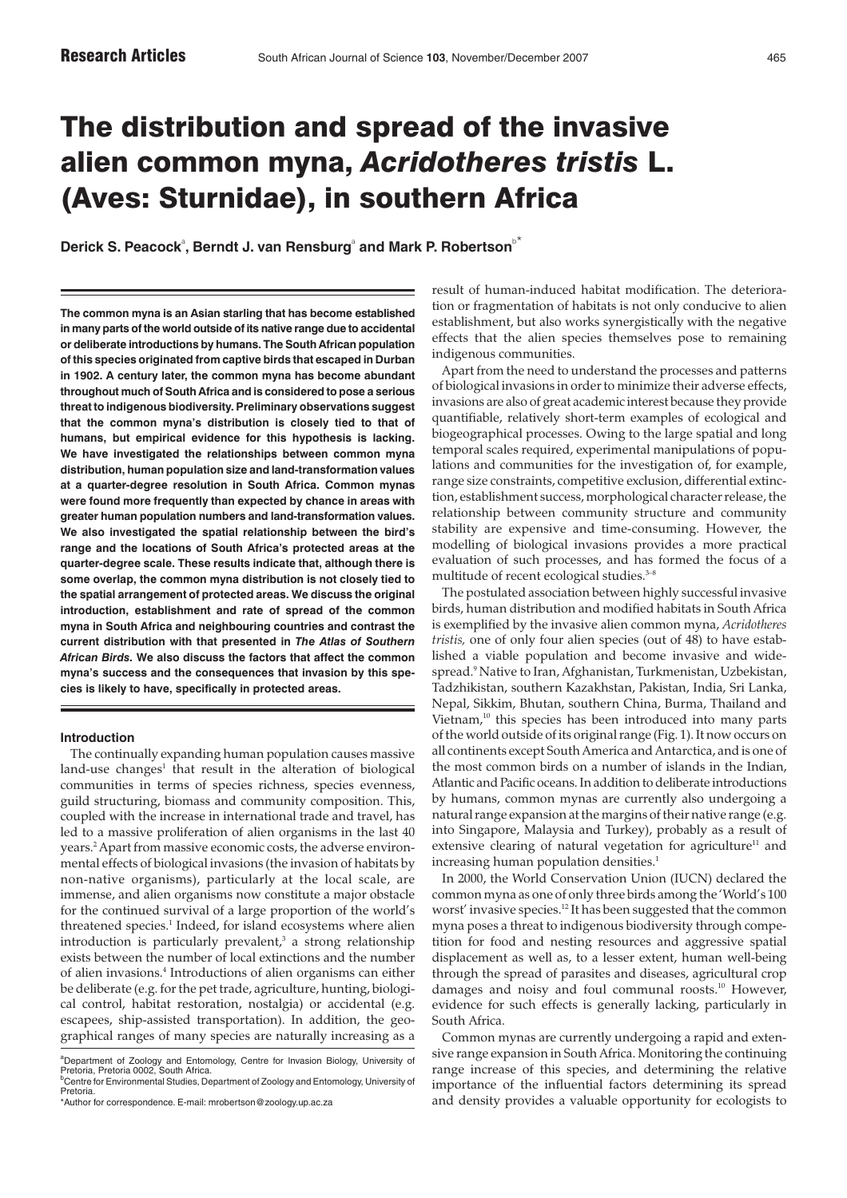# The distribution and spread of the invasive alien common myna, *Acridotheres tristis* L. (Aves: Sturnidae), in southern Africa

**Derick S. Peacock**[a], **Berndt J. van Rensburg**[a] **and Mark P. Robertson**[b*]

**The common myna is an Asian starling that has become established in many parts of the world outside of its native range due to accidental or deliberate introductions by humans. The South African population of this species originated from captive birds that escaped in Durban in 1902. A century later, the common myna has become abundant throughout much of South Africa and is considered to pose a serious threat to indigenous biodiversity. Preliminary observations suggest that the common myna's distribution is closely tied to that of humans, but empirical evidence for this hypothesis is lacking. We have investigated the relationships between common myna distribution, human population size and land-transformation values at a quarter-degree resolution in South Africa. Common mynas were found more frequently than expected by chance in areas with greater human population numbers and land-transformation values. We also investigated the spatial relationship between the bird's range and the locations of South Africa's protected areas at the quarter-degree scale. These results indicate that, although there is some overlap, the common myna distribution is not closely tied to the spatial arrangement of protected areas. We discuss the original introduction, establishment and rate of spread of the common myna in South Africa and neighbouring countries and contrast the current distribution with that presented in *The Atlas of Southern African Birds.* We also discuss the factors that affect the common myna's success and the consequences that invasion by this species is likely to have, specifically in protected areas.**

## Introduction

The continually expanding human population causes massive land-use changes[1] that result in the alteration of biological communities in terms of species richness, species evenness, guild structuring, biomass and community composition. This, coupled with the increase in international trade and travel, has led to a massive proliferation of alien organisms in the last 40 years.[2] Apart from massive economic costs, the adverse environmental effects of biological invasions (the invasion of habitats by non-native organisms), particularly at the local scale, are immense, and alien organisms now constitute a major obstacle for the continued survival of a large proportion of the world's threatened species.[1] Indeed, for island ecosystems where alien introduction is particularly prevalent,[3] a strong relationship exists between the number of local extinctions and the number of alien invasions.[4] Introductions of alien organisms can either be deliberate (e.g. for the pet trade, agriculture, hunting, biological control, habitat restoration, nostalgia) or accidental (e.g. escapees, ship-assisted transportation). In addition, the geographical ranges of many species are naturally increasing as a result of human-induced habitat modification. The deterioration or fragmentation of habitats is not only conducive to alien establishment, but also works synergistically with the negative effects that the alien species themselves pose to remaining indigenous communities.

Apart from the need to understand the processes and patterns of biological invasions in order to minimize their adverse effects, invasions are also of great academic interest because they provide quantifiable, relatively short-term examples of ecological and biogeographical processes. Owing to the large spatial and long temporal scales required, experimental manipulations of populations and communities for the investigation of, for example, range size constraints, competitive exclusion, differential extinction, establishment success, morphological character release, the relationship between community structure and community stability are expensive and time-consuming. However, the modelling of biological invasions provides a more practical evaluation of such processes, and has formed the focus of a multitude of recent ecological studies.[3–8]

The postulated association between highly successful invasive birds, human distribution and modified habitats in South Africa is exemplified by the invasive alien common myna, *Acridotheres tristis,* one of only four alien species (out of 48) to have established a viable population and become invasive and widespread.[9] Native to Iran, Afghanistan, Turkmenistan, Uzbekistan, Tadzhikistan, southern Kazakhstan, Pakistan, India, Sri Lanka, Nepal, Sikkim, Bhutan, southern China, Burma, Thailand and Vietnam,[10] this species has been introduced into many parts of the world outside of its original range (Fig. 1). It now occurs on all continents except South America and Antarctica, and is one of the most common birds on a number of islands in the Indian, Atlantic and Pacific oceans. In addition to deliberate introductions by humans, common mynas are currently also undergoing a natural range expansion at the margins of their native range (e.g. into Singapore, Malaysia and Turkey), probably as a result of extensive clearing of natural vegetation for agriculture[11] and increasing human population densities.[1]

In 2000, the World Conservation Union (IUCN) declared the common myna as one of only three birds among the 'World's 100 worst' invasive species.[12] It has been suggested that the common myna poses a threat to indigenous biodiversity through competition for food and nesting resources and aggressive spatial displacement as well as, to a lesser extent, human well-being through the spread of parasites and diseases, agricultural crop damages and noisy and foul communal roosts.[10] However, evidence for such effects is generally lacking, particularly in South Africa.

Common mynas are currently undergoing a rapid and extensive range expansion in South Africa. Monitoring the continuing range increase of this species, and determining the relative importance of the influential factors determining its spread and density provides a valuable opportunity for ecologists to

[a]Department of Zoology and Entomology, Centre for Invasion Biology, University of Pretoria, Pretoria 0002, South Africa.
[b]Centre for Environmental Studies, Department of Zoology and Entomology, University of Pretoria.
*Author for correspondence. E-mail: mrobertson@zoology.up.ac.za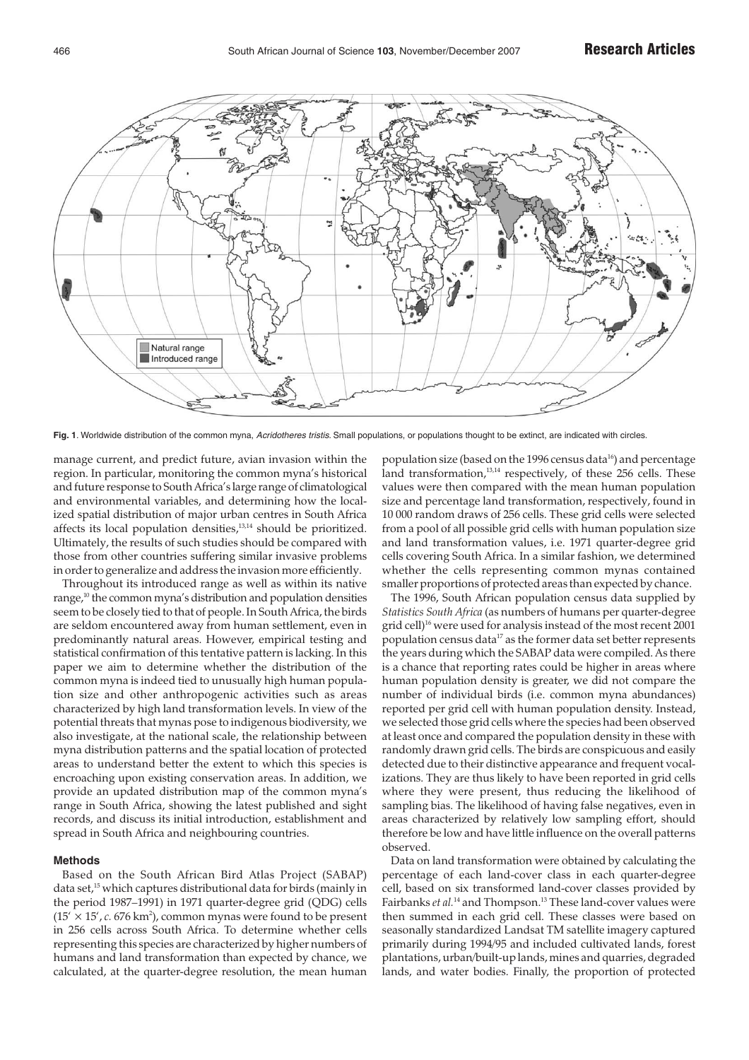**Fig. 1**. Worldwide distribution of the common myna, *Acridotheres tristis*. Small populations, or populations thought to be extinct, are indicated with circles.

manage current, and predict future, avian invasion within the region. In particular, monitoring the common myna's historical and future response to South Africa's large range of climatological and environmental variables, and determining how the localized spatial distribution of major urban centres in South Africa affects its local population densities,[13,14] should be prioritized. Ultimately, the results of such studies should be compared with those from other countries suffering similar invasive problems in order to generalize and address the invasion more efficiently.

Throughout its introduced range as well as within its native range,[10] the common myna's distribution and population densities seem to be closely tied to that of people. In South Africa, the birds are seldom encountered away from human settlement, even in predominantly natural areas. However, empirical testing and statistical confirmation of this tentative pattern is lacking. In this paper we aim to determine whether the distribution of the common myna is indeed tied to unusually high human population size and other anthropogenic activities such as areas characterized by high land transformation levels. In view of the potential threats that mynas pose to indigenous biodiversity, we also investigate, at the national scale, the relationship between myna distribution patterns and the spatial location of protected areas to understand better the extent to which this species is encroaching upon existing conservation areas. In addition, we provide an updated distribution map of the common myna's range in South Africa, showing the latest published and sight records, and discuss its initial introduction, establishment and spread in South Africa and neighbouring countries.

## Methods

Based on the South African Bird Atlas Project (SABAP) data set,[15] which captures distributional data for birds (mainly in the period 1987–1991) in 1971 quarter-degree grid (QDG) cells ($15' \times 15'$, *c.* 676 km$^2$), common mynas were found to be present in 256 cells across South Africa. To determine whether cells representing this species are characterized by higher numbers of humans and land transformation than expected by chance, we calculated, at the quarter-degree resolution, the mean human population size (based on the 1996 census data[16]) and percentage land transformation,[13,14] respectively, of these 256 cells. These values were then compared with the mean human population size and percentage land transformation, respectively, found in 10 000 random draws of 256 cells. These grid cells were selected from a pool of all possible grid cells with human population size and land transformation values, i.e. 1971 quarter-degree grid cells covering South Africa. In a similar fashion, we determined whether the cells representing common mynas contained smaller proportions of protected areas than expected by chance.

The 1996, South African population census data supplied by *Statistics South Africa* (as numbers of humans per quarter-degree grid cell)[16] were used for analysis instead of the most recent 2001 population census data[17] as the former data set better represents the years during which the SABAP data were compiled. As there is a chance that reporting rates could be higher in areas where human population density is greater, we did not compare the number of individual birds (i.e. common myna abundances) reported per grid cell with human population density. Instead, we selected those grid cells where the species had been observed at least once and compared the population density in these with randomly drawn grid cells. The birds are conspicuous and easily detected due to their distinctive appearance and frequent vocalizations. They are thus likely to have been reported in grid cells where they were present, thus reducing the likelihood of sampling bias. The likelihood of having false negatives, even in areas characterized by relatively low sampling effort, should therefore be low and have little influence on the overall patterns observed.

Data on land transformation were obtained by calculating the percentage of each land-cover class in each quarter-degree cell, based on six transformed land-cover classes provided by Fairbanks *et al.*[14] and Thompson.[13] These land-cover values were then summed in each grid cell. These classes were based on seasonally standardized Landsat TM satellite imagery captured primarily during 1994/95 and included cultivated lands, forest plantations, urban/built-up lands, mines and quarries, degraded lands, and water bodies. Finally, the proportion of protected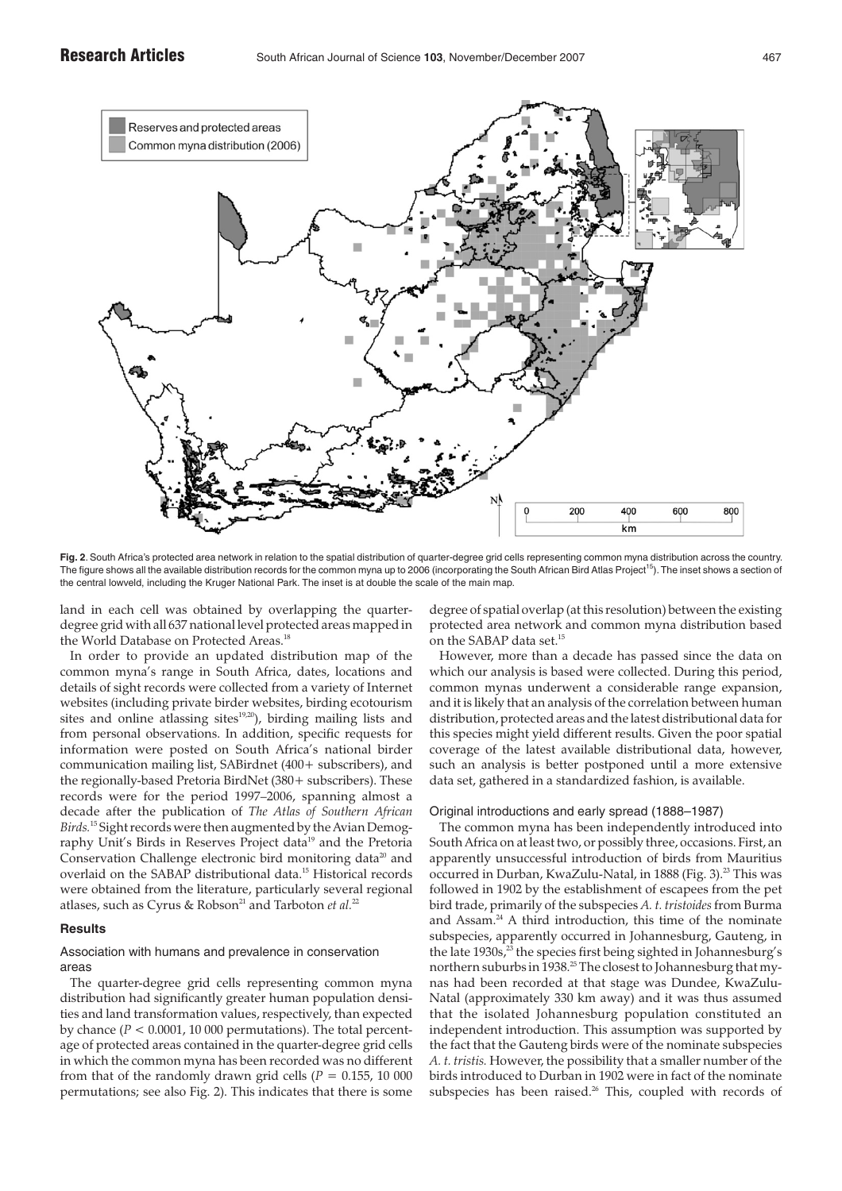**Fig. 2**. South Africa's protected area network in relation to the spatial distribution of quarter-degree grid cells representing common myna distribution across the country. The figure shows all the available distribution records for the common myna up to 2006 (incorporating the South African Bird Atlas Project[15]). The inset shows a section of the central lowveld, including the Kruger National Park. The inset is at double the scale of the main map.

land in each cell was obtained by overlapping the quarter-degree grid with all 637 national level protected areas mapped in the World Database on Protected Areas.[18]

In order to provide an updated distribution map of the common myna's range in South Africa, dates, locations and details of sight records were collected from a variety of Internet websites (including private birder websites, birding ecotourism sites and online atlassing sites[19,20]), birding mailing lists and from personal observations. In addition, specific requests for information were posted on South Africa's national birder communication mailing list, SABirdnet (400+ subscribers), and the regionally-based Pretoria BirdNet (380+ subscribers). These records were for the period 1997–2006, spanning almost a decade after the publication of *The Atlas of Southern African Birds.*[15] Sight records were then augmented by the Avian Demography Unit's Birds in Reserves Project data[19] and the Pretoria Conservation Challenge electronic bird monitoring data[20] and overlaid on the SABAP distributional data.[15] Historical records were obtained from the literature, particularly several regional atlases, such as Cyrus & Robson[21] and Tarboton *et al.*[22]

## Results

### Association with humans and prevalence in conservation areas

The quarter-degree grid cells representing common myna distribution had significantly greater human population densities and land transformation values, respectively, than expected by chance ($P < 0.0001$, 10 000 permutations). The total percentage of protected areas contained in the quarter-degree grid cells in which the common myna has been recorded was no different from that of the randomly drawn grid cells ($P = 0.155$, 10 000 permutations; see also Fig. 2). This indicates that there is some degree of spatial overlap (at this resolution) between the existing protected area network and common myna distribution based on the SABAP data set.[15]

However, more than a decade has passed since the data on which our analysis is based were collected. During this period, common mynas underwent a considerable range expansion, and it is likely that an analysis of the correlation between human distribution, protected areas and the latest distributional data for this species might yield different results. Given the poor spatial coverage of the latest available distributional data, however, such an analysis is better postponed until a more extensive data set, gathered in a standardized fashion, is available.

### Original introductions and early spread (1888–1987)

The common myna has been independently introduced into South Africa on at least two, or possibly three, occasions. First, an apparently unsuccessful introduction of birds from Mauritius occurred in Durban, KwaZulu-Natal, in 1888 (Fig. 3).[23] This was followed in 1902 by the establishment of escapees from the pet bird trade, primarily of the subspecies *A. t. tristoides* from Burma and Assam.[24] A third introduction, this time of the nominate subspecies, apparently occurred in Johannesburg, Gauteng, in the late 1930s,[23] the species first being sighted in Johannesburg's northern suburbs in 1938.[25] The closest to Johannesburg that mynas had been recorded at that stage was Dundee, KwaZulu-Natal (approximately 330 km away) and it was thus assumed that the isolated Johannesburg population constituted an independent introduction. This assumption was supported by the fact that the Gauteng birds were of the nominate subspecies *A. t. tristis.* However, the possibility that a smaller number of the birds introduced to Durban in 1902 were in fact of the nominate subspecies has been raised.[26] This, coupled with records of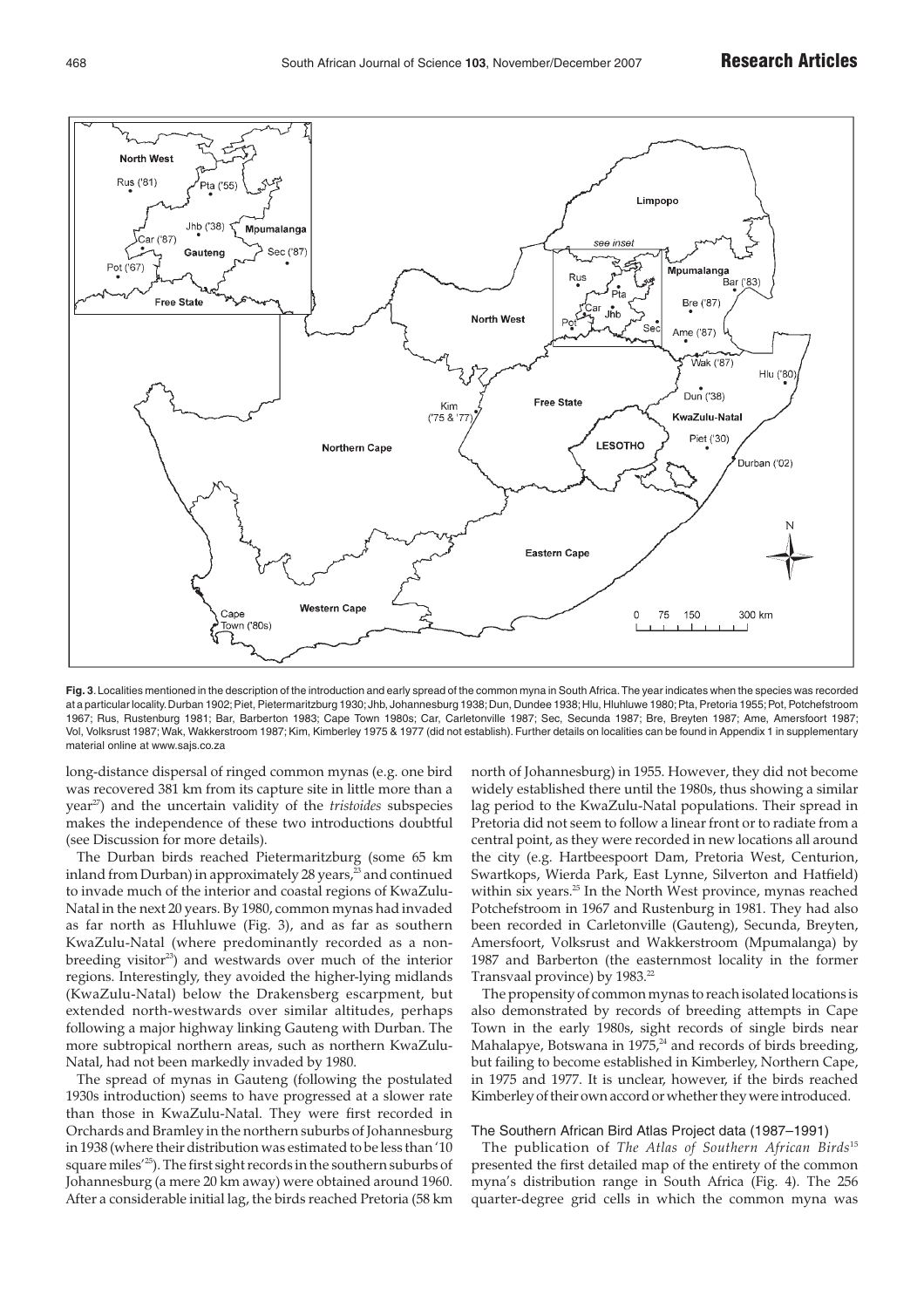**Fig. 3**. Localities mentioned in the description of the introduction and early spread of the common myna in South Africa. The year indicates when the species was recorded at a particular locality. Durban 1902; Piet, Pietermaritzburg 1930; Jhb, Johannesburg 1938; Dun, Dundee 1938; Hlu, Hluhluwe 1980; Pta, Pretoria 1955; Pot, Potchefstroom 1967; Rus, Rustenburg 1981; Bar, Barberton 1983; Cape Town 1980s; Car, Carletonville 1987; Sec, Secunda 1987; Bre, Breyten 1987; Ame, Amersfoort 1987; Vol, Volksrust 1987; Wak, Wakkerstroom 1987; Kim, Kimberley 1975 & 1977 (did not establish). Further details on localities can be found in Appendix 1 in supplementary material online at www.sajs.co.za

long-distance dispersal of ringed common mynas (e.g. one bird was recovered 381 km from its capture site in little more than a year[27]) and the uncertain validity of the *tristoides* subspecies makes the independence of these two introductions doubtful (see Discussion for more details).

The Durban birds reached Pietermaritzburg (some 65 km inland from Durban) in approximately 28 years,[23] and continued to invade much of the interior and coastal regions of KwaZulu-Natal in the next 20 years. By 1980, common mynas had invaded as far north as Hluhluwe (Fig. 3), and as far as southern KwaZulu-Natal (where predominantly recorded as a non-breeding visitor[23]) and westwards over much of the interior regions. Interestingly, they avoided the higher-lying midlands (KwaZulu-Natal) below the Drakensberg escarpment, but extended north-westwards over similar altitudes, perhaps following a major highway linking Gauteng with Durban. The more subtropical northern areas, such as northern KwaZulu-Natal, had not been markedly invaded by 1980.

The spread of mynas in Gauteng (following the postulated 1930s introduction) seems to have progressed at a slower rate than those in KwaZulu-Natal. They were first recorded in Orchards and Bramley in the northern suburbs of Johannesburg in 1938 (where their distribution was estimated to be less than '10 square miles'[25]). The first sight records in the southern suburbs of Johannesburg (a mere 20 km away) were obtained around 1960. After a considerable initial lag, the birds reached Pretoria (58 km north of Johannesburg) in 1955. However, they did not become widely established there until the 1980s, thus showing a similar lag period to the KwaZulu-Natal populations. Their spread in Pretoria did not seem to follow a linear front or to radiate from a central point, as they were recorded in new locations all around the city (e.g. Hartbeespoort Dam, Pretoria West, Centurion, Swartkops, Wierda Park, East Lynne, Silverton and Hatfield) within six years.[25] In the North West province, mynas reached Potchefstroom in 1967 and Rustenburg in 1981. They had also been recorded in Carletonville (Gauteng), Secunda, Breyten, Amersfoort, Volksrust and Wakkerstroom (Mpumalanga) by 1987 and Barberton (the easternmost locality in the former Transvaal province) by 1983.[22]

The propensity of common mynas to reach isolated locations is also demonstrated by records of breeding attempts in Cape Town in the early 1980s, sight records of single birds near Mahalapye, Botswana in 1975,[24] and records of birds breeding, but failing to become established in Kimberley, Northern Cape, in 1975 and 1977. It is unclear, however, if the birds reached Kimberley of their own accord or whether they were introduced.

### The Southern African Bird Atlas Project data (1987–1991)

The publication of *The Atlas of Southern African Birds*[15] presented the first detailed map of the entirety of the common myna's distribution range in South Africa (Fig. 4). The 256 quarter-degree grid cells in which the common myna was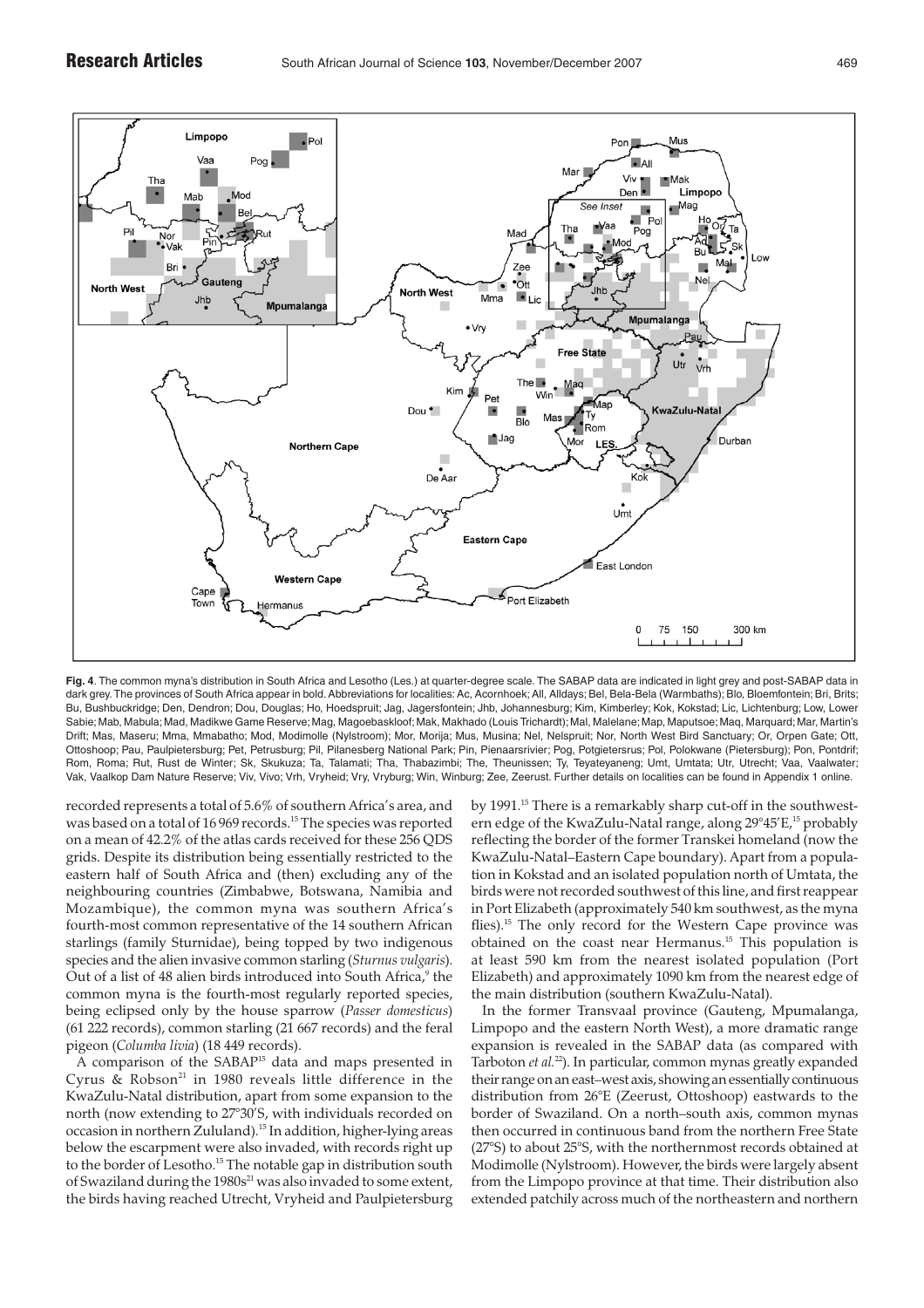**Fig. 4**. The common myna's distribution in South Africa and Lesotho (Les.) at quarter-degree scale. The SABAP data are indicated in light grey and post-SABAP data in dark grey. The provinces of South Africa appear in bold. Abbreviations for localities: Ac, Acornhoek; All, Alldays; Bel, Bela-Bela (Warmbaths); Blo, Bloemfontein; Bri, Brits; Bu, Bushbuckridge; Den, Dendron; Dou, Douglas; Ho, Hoedspruit; Jag, Jagersfontein; Jhb, Johannesburg; Kim, Kimberley; Kok, Kokstad; Lic, Lichtenburg; Low, Lower Sabie; Mab, Mabula; Mad, Madikwe Game Reserve; Mag, Magoebaskloof; Mak, Makhado (Louis Trichardt); Mal, Malelane; Map, Maputsoe; Maq, Marquard; Mar, Martin's Drift; Mas, Maseru; Mma, Mmabatho; Mod, Modimolle (Nylstroom); Mor, Morija; Mus, Musina; Nel, Nelspruit; Nor, North West Bird Sanctuary; Or, Orpen Gate; Ott, Ottoshoop; Pau, Paulpietersburg; Pet, Petrusburg; Pil, Pilanesberg National Park; Pin, Pienaarsrivier; Pog, Potgietersrus; Pol, Polokwane (Pietersburg); Pon, Pontdrif; Rom, Roma; Rut, Rust de Winter; Sk, Skukuza; Ta, Talamati; Tha, Thabazimbi; The, Theunissen; Ty, Teyateyaneng; Umt, Umtata; Utr, Utrecht; Vaa, Vaalwater; Vak, Vaalkop Dam Nature Reserve; Viv, Vivo; Vrh, Vryheid; Vry, Vryburg; Win, Winburg; Zee, Zeerust. Further details on localities can be found in Appendix 1 online.

recorded represents a total of 5.6% of southern Africa's area, and was based on a total of 16 969 records.[15] The species was reported on a mean of 42.2% of the atlas cards received for these 256 QDS grids. Despite its distribution being essentially restricted to the eastern half of South Africa and (then) excluding any of the neighbouring countries (Zimbabwe, Botswana, Namibia and Mozambique), the common myna was southern Africa's fourth-most common representative of the 14 southern African starlings (family Sturnidae), being topped by two indigenous species and the alien invasive common starling (*Sturnus vulgaris*). Out of a list of 48 alien birds introduced into South Africa,[9] the common myna is the fourth-most regularly reported species, being eclipsed only by the house sparrow (*Passer domesticus*) (61 222 records), common starling (21 667 records) and the feral pigeon (*Columba livia*) (18 449 records).

A comparison of the SABAP[15] data and maps presented in Cyrus & Robson[21] in 1980 reveals little difference in the KwaZulu-Natal distribution, apart from some expansion to the north (now extending to 27°30'S, with individuals recorded on occasion in northern Zululand).[15] In addition, higher-lying areas below the escarpment were also invaded, with records right up to the border of Lesotho.[15] The notable gap in distribution south of Swaziland during the 1980s[21] was also invaded to some extent, the birds having reached Utrecht, Vryheid and Paulpietersburg by 1991.[15] There is a remarkably sharp cut-off in the southwestern edge of the KwaZulu-Natal range, along 29°45'E,[15] probably reflecting the border of the former Transkei homeland (now the KwaZulu-Natal–Eastern Cape boundary). Apart from a population in Kokstad and an isolated population north of Umtata, the birds were not recorded southwest of this line, and first reappear in Port Elizabeth (approximately 540 km southwest, as the myna flies).[15] The only record for the Western Cape province was obtained on the coast near Hermanus.[15] This population is at least 590 km from the nearest isolated population (Port Elizabeth) and approximately 1090 km from the nearest edge of the main distribution (southern KwaZulu-Natal).

In the former Transvaal province (Gauteng, Mpumalanga, Limpopo and the eastern North West), a more dramatic range expansion is revealed in the SABAP data (as compared with Tarboton *et al.*[22]). In particular, common mynas greatly expanded their range on an east–west axis, showing an essentially continuous distribution from 26°E (Zeerust, Ottoshoop) eastwards to the border of Swaziland. On a north–south axis, common mynas then occurred in continuous band from the northern Free State (27°S) to about 25°S, with the northernmost records obtained at Modimolle (Nylstroom). However, the birds were largely absent from the Limpopo province at that time. Their distribution also extended patchily across much of the northeastern and northern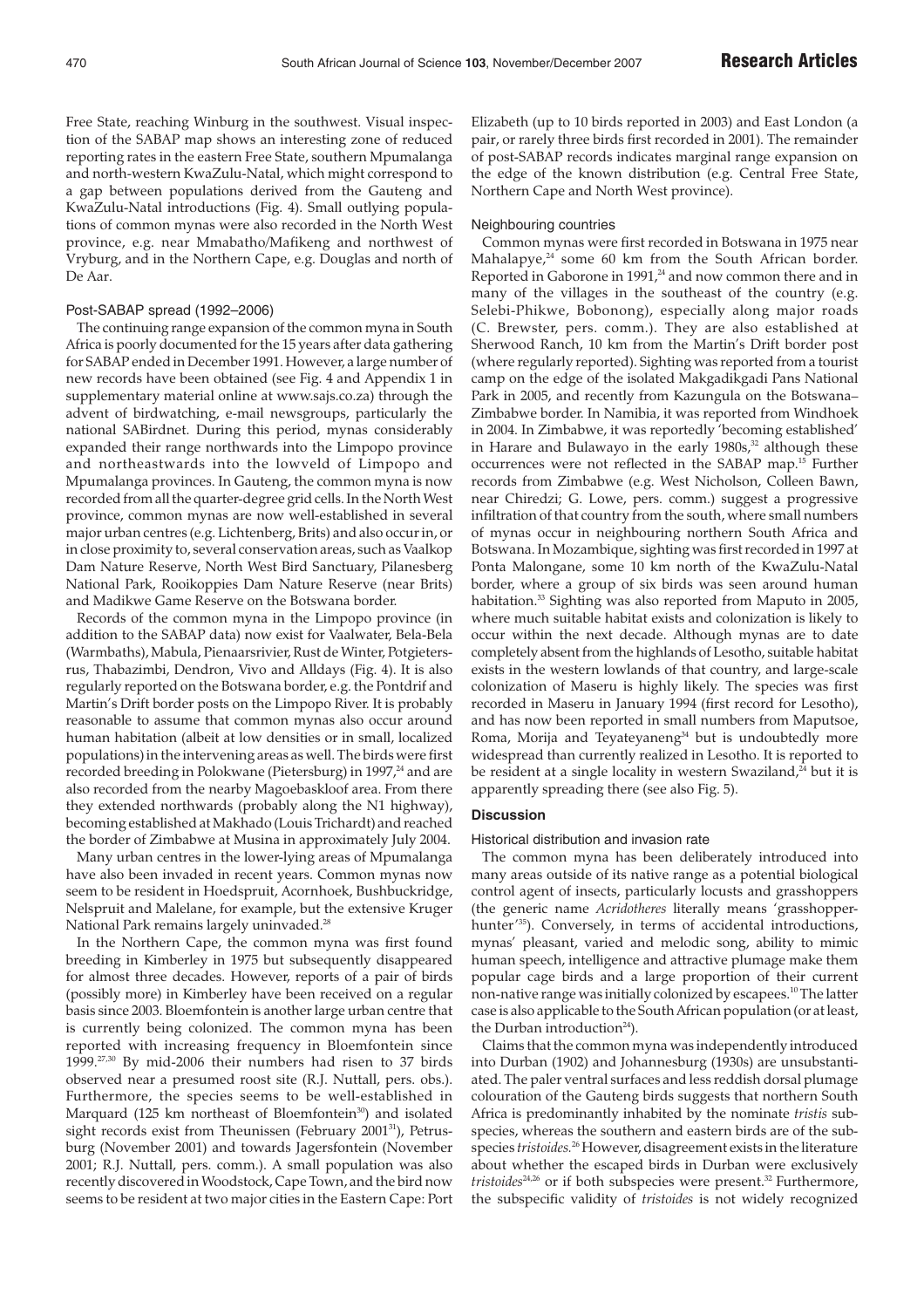Free State, reaching Winburg in the southwest. Visual inspection of the SABAP map shows an interesting zone of reduced reporting rates in the eastern Free State, southern Mpumalanga and north-western KwaZulu-Natal, which might correspond to a gap between populations derived from the Gauteng and KwaZulu-Natal introductions (Fig. 4). Small outlying populations of common mynas were also recorded in the North West province, e.g. near Mmabatho/Mafikeng and northwest of Vryburg, and in the Northern Cape, e.g. Douglas and north of De Aar.

### Post-SABAP spread (1992–2006)

The continuing range expansion of the common myna in South Africa is poorly documented for the 15 years after data gathering for SABAP ended in December 1991. However, a large number of new records have been obtained (see Fig. 4 and Appendix 1 in supplementary material online at www.sajs.co.za) through the advent of birdwatching, e-mail newsgroups, particularly the national SABirdnet. During this period, mynas considerably expanded their range northwards into the Limpopo province and northeastwards into the lowveld of Limpopo and Mpumalanga provinces. In Gauteng, the common myna is now recorded from all the quarter-degree grid cells. In the North West province, common mynas are now well-established in several major urban centres (e.g. Lichtenberg, Brits) and also occur in, or in close proximity to, several conservation areas, such as Vaalkop Dam Nature Reserve, North West Bird Sanctuary, Pilanesberg National Park, Rooikoppies Dam Nature Reserve (near Brits) and Madikwe Game Reserve on the Botswana border.

Records of the common myna in the Limpopo province (in addition to the SABAP data) now exist for Vaalwater, Bela-Bela (Warmbaths), Mabula, Pienaarsrivier, Rust de Winter, Potgietersrus, Thabazimbi, Dendron, Vivo and Alldays (Fig. 4). It is also regularly reported on the Botswana border, e.g. the Pontdrif and Martin's Drift border posts on the Limpopo River. It is probably reasonable to assume that common mynas also occur around human habitation (albeit at low densities or in small, localized populations) in the intervening areas as well. The birds were first recorded breeding in Polokwane (Pietersburg) in 1997,[24] and are also recorded from the nearby Magoebaskloof area. From there they extended northwards (probably along the N1 highway), becoming established at Makhado (Louis Trichardt) and reached the border of Zimbabwe at Musina in approximately July 2004.

Many urban centres in the lower-lying areas of Mpumalanga have also been invaded in recent years. Common mynas now seem to be resident in Hoedspruit, Acornhoek, Bushbuckridge, Nelspruit and Malelane, for example, but the extensive Kruger National Park remains largely uninvaded.[28]

In the Northern Cape, the common myna was first found breeding in Kimberley in 1975 but subsequently disappeared for almost three decades. However, reports of a pair of birds (possibly more) in Kimberley have been received on a regular basis since 2003. Bloemfontein is another large urban centre that is currently being colonized. The common myna has been reported with increasing frequency in Bloemfontein since 1999.[27,30] By mid-2006 their numbers had risen to 37 birds observed near a presumed roost site (R.J. Nuttall, pers. obs.). Furthermore, the species seems to be well-established in Marquard (125 km northeast of Bloemfontein[30]) and isolated sight records exist from Theunissen (February 2001[31]), Petrusburg (November 2001) and towards Jagersfontein (November 2001; R.J. Nuttall, pers. comm.). A small population was also recently discovered in Woodstock, Cape Town, and the bird now seems to be resident at two major cities in the Eastern Cape: Port Elizabeth (up to 10 birds reported in 2003) and East London (a pair, or rarely three birds first recorded in 2001). The remainder of post-SABAP records indicates marginal range expansion on the edge of the known distribution (e.g. Central Free State, Northern Cape and North West province).

### Neighbouring countries

Common mynas were first recorded in Botswana in 1975 near Mahalapye,[24] some 60 km from the South African border. Reported in Gaborone in 1991,[24] and now common there and in many of the villages in the southeast of the country (e.g. Selebi-Phikwe, Bobonong), especially along major roads (C. Brewster, pers. comm.). They are also established at Sherwood Ranch, 10 km from the Martin's Drift border post (where regularly reported). Sighting was reported from a tourist camp on the edge of the isolated Makgadikgadi Pans National Park in 2005, and recently from Kazungula on the Botswana–Zimbabwe border. In Namibia, it was reported from Windhoek in 2004. In Zimbabwe, it was reportedly 'becoming established' in Harare and Bulawayo in the early 1980s,[32] although these occurrences were not reflected in the SABAP map.[15] Further records from Zimbabwe (e.g. West Nicholson, Colleen Bawn, near Chiredzi; G. Lowe, pers. comm.) suggest a progressive infiltration of that country from the south, where small numbers of mynas occur in neighbouring northern South Africa and Botswana. In Mozambique, sighting was first recorded in 1997 at Ponta Malongane, some 10 km north of the KwaZulu-Natal border, where a group of six birds was seen around human habitation.[33] Sighting was also reported from Maputo in 2005, where much suitable habitat exists and colonization is likely to occur within the next decade. Although mynas are to date completely absent from the highlands of Lesotho, suitable habitat exists in the western lowlands of that country, and large-scale colonization of Maseru is highly likely. The species was first recorded in Maseru in January 1994 (first record for Lesotho), and has now been reported in small numbers from Maputsoe, Roma, Morija and Teyateyaneng[34] but is undoubtedly more widespread than currently realized in Lesotho. It is reported to be resident at a single locality in western Swaziland,[24] but it is apparently spreading there (see also Fig. 5).

## Discussion

### Historical distribution and invasion rate

The common myna has been deliberately introduced into many areas outside of its native range as a potential biological control agent of insects, particularly locusts and grasshoppers (the generic name *Acridotheres* literally means 'grasshopper-hunter'[35]). Conversely, in terms of accidental introductions, mynas' pleasant, varied and melodic song, ability to mimic human speech, intelligence and attractive plumage make them popular cage birds and a large proportion of their current non-native range was initially colonized by escapees.[10] The latter case is also applicable to the South African population (or at least, the Durban introduction[24]).

Claims that the common myna was independently introduced into Durban (1902) and Johannesburg (1930s) are unsubstantiated. The paler ventral surfaces and less reddish dorsal plumage colouration of the Gauteng birds suggests that northern South Africa is predominantly inhabited by the nominate *tristis* subspecies, whereas the southern and eastern birds are of the subspecies *tristoides*.[26] However, disagreement exists in the literature about whether the escaped birds in Durban were exclusively *tristoides*[24,26] or if both subspecies were present.[32] Furthermore, the subspecific validity of *tristoides* is not widely recognized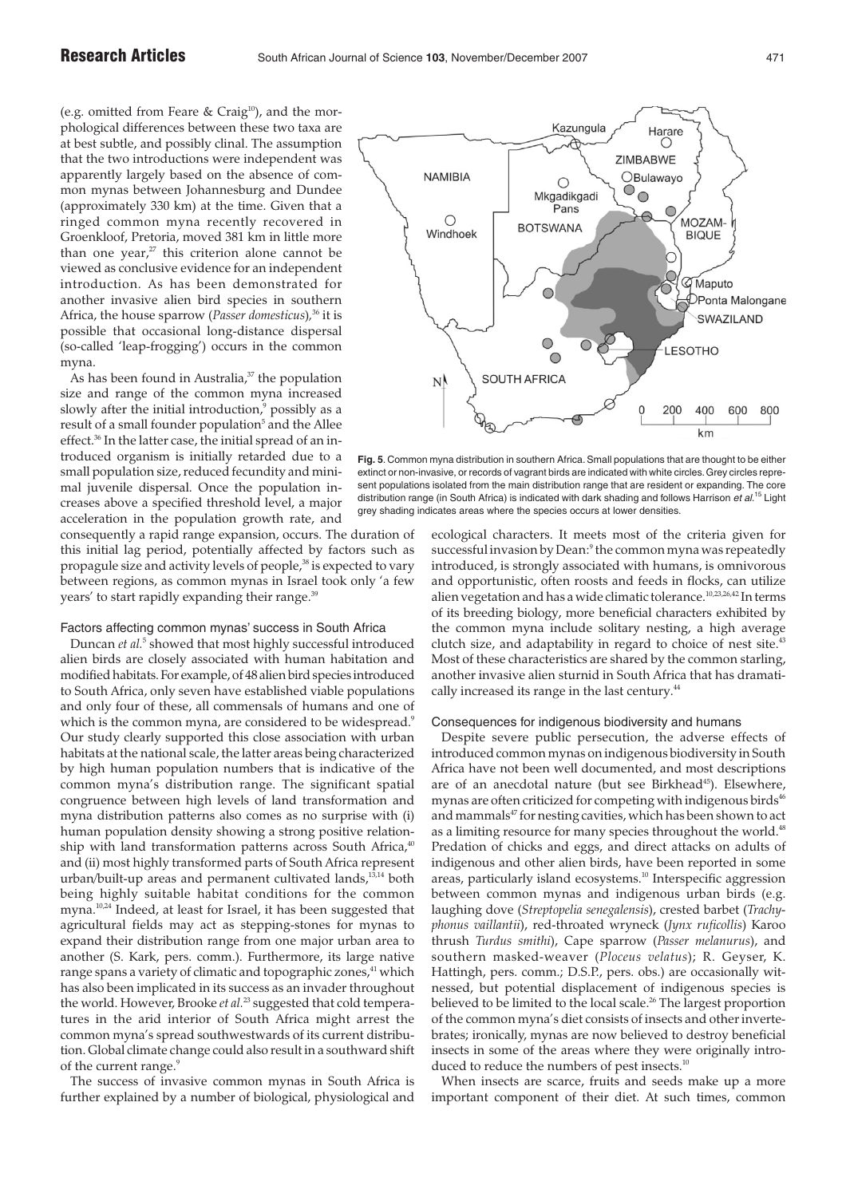(e.g. omitted from Feare & Craig[10]), and the morphological differences between these two taxa are at best subtle, and possibly clinal. The assumption that the two introductions were independent was apparently largely based on the absence of common mynas between Johannesburg and Dundee (approximately 330 km) at the time. Given that a ringed common myna recently recovered in Groenkloof, Pretoria, moved 381 km in little more than one year,[27] this criterion alone cannot be viewed as conclusive evidence for an independent introduction. As has been demonstrated for another invasive alien bird species in southern Africa, the house sparrow (*Passer domesticus*),[36] it is possible that occasional long-distance dispersal (so-called 'leap-frogging') occurs in the common myna.

As has been found in Australia,[37] the population size and range of the common myna increased slowly after the initial introduction,[9] possibly as a result of a small founder population[5] and the Allee effect.[36] In the latter case, the initial spread of an introduced organism is initially retarded due to a small population size, reduced fecundity and minimal juvenile dispersal. Once the population increases above a specified threshold level, a major acceleration in the population growth rate, and consequently a rapid range expansion, occurs. The duration of this initial lag period, potentially affected by factors such as propagule size and activity levels of people,[38] is expected to vary between regions, as common mynas in Israel took only 'a few years' to start rapidly expanding their range.[39]

### Factors affecting common mynas' success in South Africa

Duncan *et al.*[5] showed that most highly successful introduced alien birds are closely associated with human habitation and modified habitats. For example, of 48 alien bird species introduced to South Africa, only seven have established viable populations and only four of these, all commensals of humans and one of which is the common myna, are considered to be widespread.[9] Our study clearly supported this close association with urban habitats at the national scale, the latter areas being characterized by high human population numbers that is indicative of the common myna's distribution range. The significant spatial congruence between high levels of land transformation and myna distribution patterns also comes as no surprise with (i) human population density showing a strong positive relationship with land transformation patterns across South Africa,[40] and (ii) most highly transformed parts of South Africa represent urban/built-up areas and permanent cultivated lands,[13,14] both being highly suitable habitat conditions for the common myna.[10,24] Indeed, at least for Israel, it has been suggested that agricultural fields may act as stepping-stones for mynas to expand their distribution range from one major urban area to another (S. Kark, pers. comm.). Furthermore, its large native range spans a variety of climatic and topographic zones,[41] which has also been implicated in its success as an invader throughout the world. However, Brooke *et al.*[23] suggested that cold temperatures in the arid interior of South Africa might arrest the common myna's spread southwestwards of its current distribution. Global climate change could also result in a southward shift of the current range.[9]

The success of invasive common mynas in South Africa is further explained by a number of biological, physiological and ecological characters. It meets most of the criteria given for successful invasion by Dean:[9] the common myna was repeatedly introduced, is strongly associated with humans, is omnivorous and opportunistic, often roosts and feeds in flocks, can utilize alien vegetation and has a wide climatic tolerance.[10,23,26,42] In terms of its breeding biology, more beneficial characters exhibited by the common myna include solitary nesting, a high average clutch size, and adaptability in regard to choice of nest site.[43] Most of these characteristics are shared by the common starling, another invasive alien sturnid in South Africa that has dramatically increased its range in the last century.[44]

**Fig. 5**. Common myna distribution in southern Africa. Small populations that are thought to be either extinct or non-invasive, or records of vagrant birds are indicated with white circles. Grey circles represent populations isolated from the main distribution range that are resident or expanding. The core distribution range (in South Africa) is indicated with dark shading and follows Harrison *et al.*[15] Light grey shading indicates areas where the species occurs at lower densities.

### Consequences for indigenous biodiversity and humans

Despite severe public persecution, the adverse effects of introduced common mynas on indigenous biodiversity in South Africa have not been well documented, and most descriptions are of an anecdotal nature (but see Birkhead[45]). Elsewhere, mynas are often criticized for competing with indigenous birds[46] and mammals[47] for nesting cavities, which has been shown to act as a limiting resource for many species throughout the world.[48] Predation of chicks and eggs, and direct attacks on adults of indigenous and other alien birds, have been reported in some areas, particularly island ecosystems.[10] Interspecific aggression between common mynas and indigenous urban birds (e.g. laughing dove (*Streptopelia senegalensis*), crested barbet (*Trachyphonus vaillantii*), red-throated wryneck (*Jynx ruficollis*) Karoo thrush *Turdus smithi*), Cape sparrow (*Passer melanurus*), and southern masked-weaver (*Ploceus velatus*); R. Geyser, K. Hattingh, pers. comm.; D.S.P., pers. obs.) are occasionally witnessed, but potential displacement of indigenous species is believed to be limited to the local scale.[26] The largest proportion of the common myna's diet consists of insects and other invertebrates; ironically, mynas are now believed to destroy beneficial insects in some of the areas where they were originally introduced to reduce the numbers of pest insects.[10]

When insects are scarce, fruits and seeds make up a more important component of their diet. At such times, common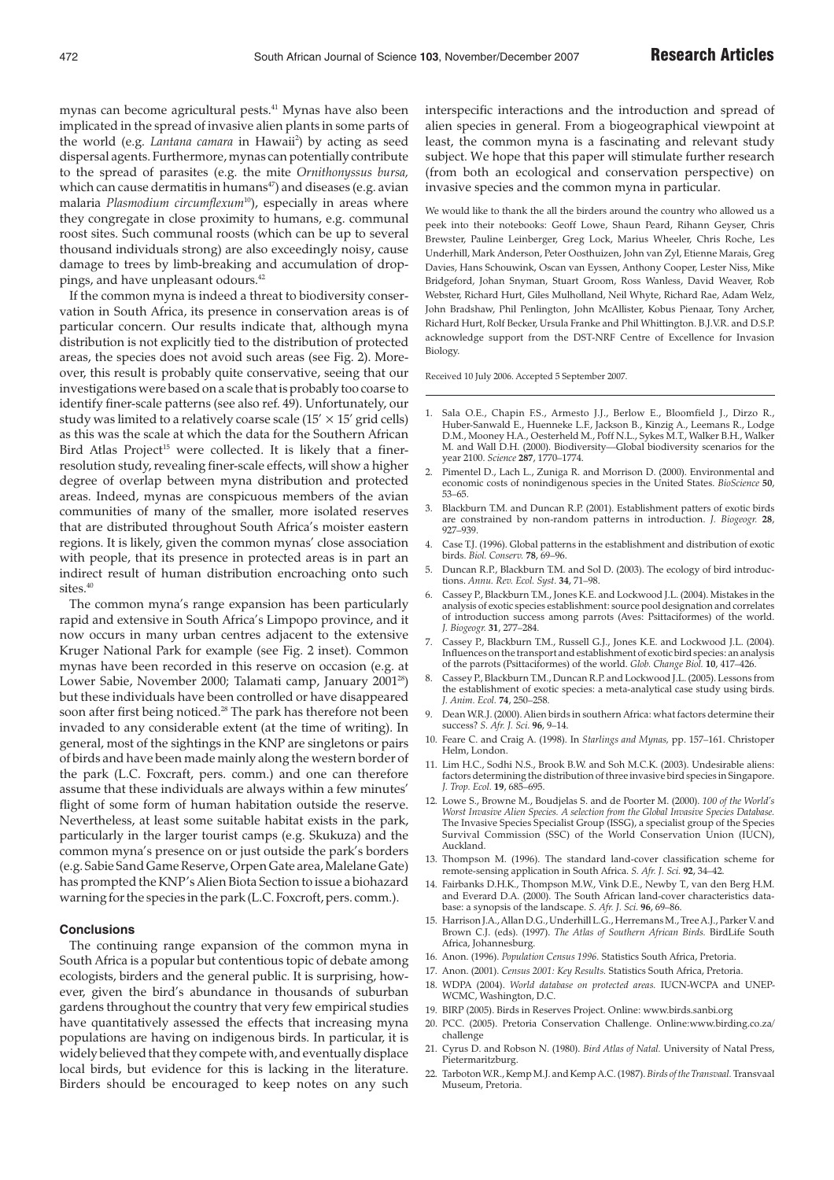mynas can become agricultural pests.[41] Mynas have also been implicated in the spread of invasive alien plants in some parts of the world (e.g. *Lantana camara* in Hawaii[2]) by acting as seed dispersal agents. Furthermore, mynas can potentially contribute to the spread of parasites (e.g. the mite *Ornithonyssus bursa*, which can cause dermatitis in humans[47]) and diseases (e.g. avian malaria *Plasmodium circumflexum*[10]), especially in areas where they congregate in close proximity to humans, e.g. communal roost sites. Such communal roosts (which can be up to several thousand individuals strong) are also exceedingly noisy, cause damage to trees by limb-breaking and accumulation of droppings, and have unpleasant odours.[42]

If the common myna is indeed a threat to biodiversity conservation in South Africa, its presence in conservation areas is of particular concern. Our results indicate that, although myna distribution is not explicitly tied to the distribution of protected areas, the species does not avoid such areas (see Fig. 2). Moreover, this result is probably quite conservative, seeing that our investigations were based on a scale that is probably too coarse to identify finer-scale patterns (see also ref. 49). Unfortunately, our study was limited to a relatively coarse scale (15′ × 15′ grid cells) as this was the scale at which the data for the Southern African Bird Atlas Project[15] were collected. It is likely that a finer-resolution study, revealing finer-scale effects, will show a higher degree of overlap between myna distribution and protected areas. Indeed, mynas are conspicuous members of the avian communities of many of the smaller, more isolated reserves that are distributed throughout South Africa's moister eastern regions. It is likely, given the common mynas' close association with people, that its presence in protected areas is in part an indirect result of human distribution encroaching onto such sites.[40]

The common myna's range expansion has been particularly rapid and extensive in South Africa's Limpopo province, and it now occurs in many urban centres adjacent to the extensive Kruger National Park for example (see Fig. 2 inset). Common mynas have been recorded in this reserve on occasion (e.g. at Lower Sabie, November 2000; Talamati camp, January 2001[28]) but these individuals have been controlled or have disappeared soon after first being noticed.[28] The park has therefore not been invaded to any considerable extent (at the time of writing). In general, most of the sightings in the KNP are singletons or pairs of birds and have been made mainly along the western border of the park (L.C. Foxcraft, pers. comm.) and one can therefore assume that these individuals are always within a few minutes' flight of some form of human habitation outside the reserve. Nevertheless, at least some suitable habitat exists in the park, particularly in the larger tourist camps (e.g. Skukuza) and the common myna's presence on or just outside the park's borders (e.g. Sabie Sand Game Reserve, Orpen Gate area, Malelane Gate) has prompted the KNP's Alien Biota Section to issue a biohazard warning for the species in the park (L.C. Foxcroft, pers. comm.).

## Conclusions

The continuing range expansion of the common myna in South Africa is a popular but contentious topic of debate among ecologists, birders and the general public. It is surprising, however, given the bird's abundance in thousands of suburban gardens throughout the country that very few empirical studies have quantitatively assessed the effects that increasing myna populations are having on indigenous birds. In particular, it is widely believed that they compete with, and eventually displace local birds, but evidence for this is lacking in the literature. Birders should be encouraged to keep notes on any such interspecific interactions and the introduction and spread of alien species in general. From a biogeographical viewpoint at least, the common myna is a fascinating and relevant study subject. We hope that this paper will stimulate further research (from both an ecological and conservation perspective) on invasive species and the common myna in particular.

We would like to thank the all the birders around the country who allowed us a peek into their notebooks: Geoff Lowe, Shaun Peard, Rihann Geyser, Chris Brewster, Pauline Leinberger, Greg Lock, Marius Wheeler, Chris Roche, Les Underhill, Mark Anderson, Peter Oosthuizen, John van Zyl, Etienne Marais, Greg Davies, Hans Schouwink, Oscan van Eyssen, Anthony Cooper, Lester Niss, Mike Bridgeford, Johan Snyman, Stuart Groom, Ross Wanless, David Weaver, Rob Webster, Richard Hurt, Giles Mulholland, Neil Whyte, Richard Rae, Adam Welz, John Bradshaw, Phil Penlington, John McAllister, Kobus Pienaar, Tony Archer, Richard Hurt, Rolf Becker, Ursula Franke and Phil Whittington. B.J.V.R. and D.S.P. acknowledge support from the DST-NRF Centre of Excellence for Invasion Biology.

Received 10 July 2006. Accepted 5 September 2007.

1. Sala O.E., Chapin F.S., Armesto J.J., Berlow E., Bloomfield J., Dirzo R., Huber-Sanwald E., Huenneke L.F., Jackson B., Kinzig A., Leemans R., Lodge D.M., Mooney H.A., Oesterheld M., Poff N.L., Sykes M.T., Walker B.H., Walker M. and Wall D.H. (2000). Biodiversity—Global biodiversity scenarios for the year 2100. *Science* **287**, 1770–1774.
2. Pimentel D., Lach L., Zuniga R. and Morrison D. (2000). Environmental and economic costs of nonindigenous species in the United States. *BioScience* **50**, 53–65.
3. Blackburn T.M. and Duncan R.P. (2001). Establishment patterns of exotic birds are constrained by non-random patterns in introduction. *J. Biogeogr.* **28**, 927–939.
4. Case T.J. (1996). Global patterns in the establishment and distribution of exotic birds. *Biol. Conserv.* **78**, 69–96.
5. Duncan R.P., Blackburn T.M. and Sol D. (2003). The ecology of bird introductions. *Annu. Rev. Ecol. Syst.* **34**, 71–98.
6. Cassey P., Blackburn T.M., Jones K.E. and Lockwood J.L. (2004). Mistakes in the analysis of exotic species establishment: source pool designation and correlates of introduction success among parrots (Aves: Psittaciformes) of the world. *J. Biogeogr.* **31**, 277–284.
7. Cassey P., Blackburn T.M., Russell G.J., Jones K.E. and Lockwood J.L. (2004). Influences on the transport and establishment of exotic bird species: an analysis of the parrots (Psittaciformes) of the world. *Glob. Change Biol.* **10**, 417–426.
8. Cassey P., Blackburn T.M., Duncan R.P. and Lockwood J.L. (2005). Lessons from the establishment of exotic species: a meta-analytical case study using birds. *J. Anim. Ecol.* **74**, 250–258.
9. Dean W.R.J. (2000). Alien birds in southern Africa: what factors determine their success? *S. Afr. J. Sci.* **96**, 9–14.
10. Feare C. and Craig A. (1998). In *Starlings and Mynas*, pp. 157–161. Christopher Helm, London.
11. Lim H.C., Sodhi N.S., Brook B.W. and Soh M.C.K. (2003). Undesirable aliens: factors determining the distribution of three invasive bird species in Singapore. *J. Trop. Ecol.* **19**, 685–695.
12. Lowe S., Browne M., Boudjelas S. and de Poorter M. (2000). *100 of the World's Worst Invasive Alien Species. A selection from the Global Invasive Species Database.* The Invasive Species Specialist Group (ISSG), a specialist group of the Species Survival Commission (SSC) of the World Conservation Union (IUCN), Auckland.
13. Thompson M. (1996). The standard land-cover classification scheme for remote-sensing application in South Africa. *S. Afr. J. Sci.* **92**, 34–42.
14. Fairbanks D.H.K., Thompson M.W., Vink D.E., Newby T., van den Berg H.M. and Everard D.A. (2000). The South African land-cover characteristics database: a synopsis of the landscape. *S. Afr. J. Sci.* **96**, 69–86.
15. Harrison J.A., Allan D.G., Underhill L.G., Herremans M., Tree A.J., Parker V. and Brown C.J. (eds). (1997). *The Atlas of Southern African Birds.* BirdLife South Africa, Johannesburg.
16. Anon. (1996). *Population Census 1996.* Statistics South Africa, Pretoria.
17. Anon. (2001). *Census 2001: Key Results.* Statistics South Africa, Pretoria.
18. WDPA (2004). *World database on protected areas.* IUCN-WCPA and UNEP-WCMC, Washington, D.C.
19. BIRP (2005). Birds in Reserves Project. Online: www.birds.sanbi.org
20. PCC. (2005). Pretoria Conservation Challenge. Online:www.birding.co.za/challenge
21. Cyrus D. and Robson N. (1980). *Bird Atlas of Natal.* University of Natal Press, Pietermaritzburg.
22. Tarboton W.R., Kemp M.J. and Kemp A.C. (1987). *Birds of the Transvaal.* Transvaal Museum, Pretoria.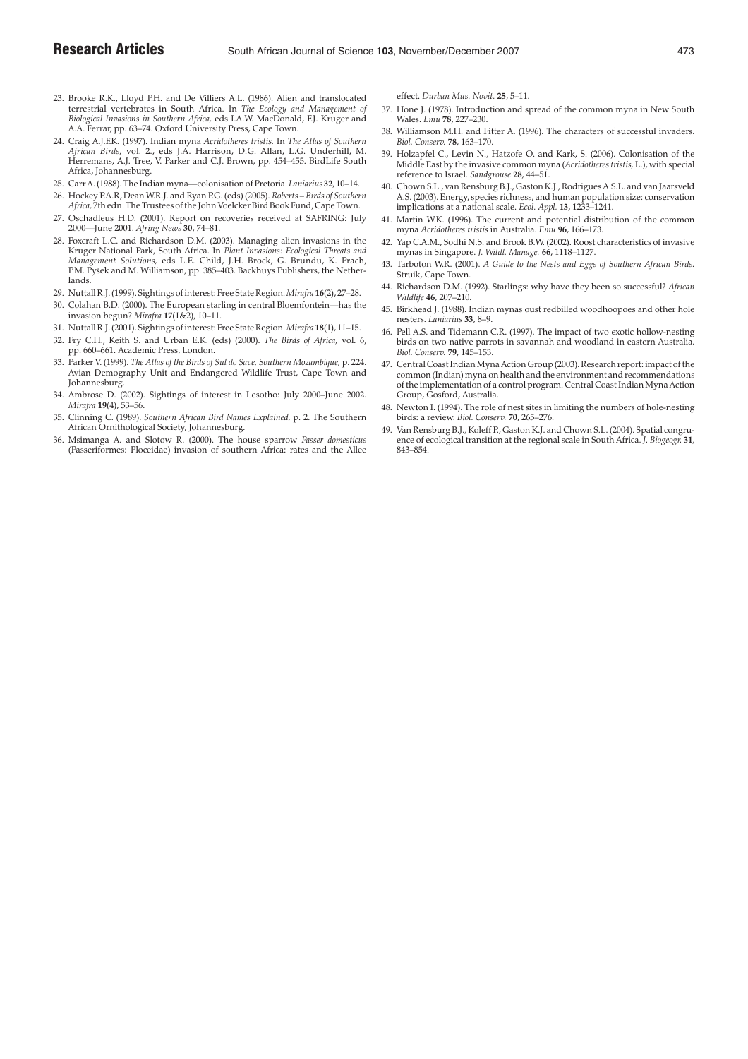23. Brooke R.K., Lloyd P.H. and De Villiers A.L. (1986). Alien and translocated terrestrial vertebrates in South Africa. In *The Ecology and Management of Biological Invasions in Southern Africa,* eds I.A.W. MacDonald, F.J. Kruger and A.A. Ferrar, pp. 63–74. Oxford University Press, Cape Town.
24. Craig A.J.F.K. (1997). Indian myna *Acridotheres tristis.* In *The Atlas of Southern African Birds,* vol. 2., eds J.A. Harrison, D.G. Allan, L.G. Underhill, M. Herremans, A.J. Tree, V. Parker and C.J. Brown, pp. 454–455. BirdLife South Africa, Johannesburg.
25. Carr A. (1988). The Indian myna—colonisation of Pretoria. *Laniarius* **32**, 10–14.
26. Hockey P.A.R, Dean W.R.J. and Ryan P.G. (eds) (2005). *Roberts – Birds of Southern Africa,* 7th edn. The Trustees of the John Voelcker Bird Book Fund, Cape Town.
27. Oschadleus H.D. (2001). Report on recoveries received at SAFRING: July 2000—June 2001. *Afring News* **30**, 74–81.
28. Foxcraft L.C. and Richardson D.M. (2003). Managing alien invasions in the Kruger National Park, South Africa. In *Plant Invasions: Ecological Threats and Management Solutions,* eds L.E. Child, J.H. Brock, G. Brundu, K. Prach, P.M. Pyšek and M. Williamson, pp. 385–403. Backhuys Publishers, the Netherlands.
29. Nuttall R.J. (1999). Sightings of interest: Free State Region. *Mirafra* **16**(2), 27–28.
30. Colahan B.D. (2000). The European starling in central Bloemfontein—has the invasion begun? *Mirafra* **17**(1&2), 10–11.
31. Nuttall R.J. (2001). Sightings of interest: Free State Region. *Mirafra* **18**(1), 11–15.
32. Fry C.H., Keith S. and Urban E.K. (eds) (2000). *The Birds of Africa,* vol. 6, pp. 660–661. Academic Press, London.
33. Parker V. (1999). *The Atlas of the Birds of Sul do Save, Southern Mozambique,* p. 224. Avian Demography Unit and Endangered Wildlife Trust, Cape Town and Johannesburg.
34. Ambrose D. (2002). Sightings of interest in Lesotho: July 2000–June 2002. *Mirafra* **19**(4), 53–56.
35. Clinning C. (1989). *Southern African Bird Names Explained,* p. 2. The Southern African Ornithological Society, Johannesburg.
36. Msimanga A. and Slotow R. (2000). The house sparrow *Passer domesticus* (Passeriformes: Ploceidae) invasion of southern Africa: rates and the Allee effect. *Durban Mus. Novit.* **25**, 5–11.
37. Hone J. (1978). Introduction and spread of the common myna in New South Wales. *Emu* **78**, 227–230.
38. Williamson M.H. and Fitter A. (1996). The characters of successful invaders. *Biol. Conserv.* **78**, 163–170.
39. Holzapfel C., Levin N., Hatzofe O. and Kark, S. (2006). Colonisation of the Middle East by the invasive common myna (*Acridotheres tristis,* L.), with special reference to Israel. *Sandgrouse* **28**, 44–51.
40. Chown S.L., van Rensburg B.J., Gaston K.J., Rodrigues A.S.L. and van Jaarsveld A.S. (2003). Energy, species richness, and human population size: conservation implications at a national scale. *Ecol. Appl.* **13**, 1233–1241.
41. Martin W.K. (1996). The current and potential distribution of the common myna *Acridotheres tristis* in Australia. *Emu* **96**, 166–173.
42. Yap C.A.M., Sodhi N.S. and Brook B.W. (2002). Roost characteristics of invasive mynas in Singapore. *J. Wildl. Manage.* **66**, 1118–1127.
43. Tarboton W.R. (2001). *A Guide to the Nests and Eggs of Southern African Birds.* Struik, Cape Town.
44. Richardson D.M. (1992). Starlings: why have they been so successful? *African Wildlife* **46**, 207–210.
45. Birkhead J. (1988). Indian mynas oust redbilled woodhoopoes and other hole nesters. *Laniarius* **33**, 8–9.
46. Pell A.S. and Tidemann C.R. (1997). The impact of two exotic hollow-nesting birds on two native parrots in savannah and woodland in eastern Australia. *Biol. Conserv.* **79**, 145–153.
47. Central Coast Indian Myna Action Group (2003). Research report: impact of the common (Indian) myna on health and the environment and recommendations of the implementation of a control program. Central Coast Indian Myna Action Group, Gosford, Australia.
48. Newton I. (1994). The role of nest sites in limiting the numbers of hole-nesting birds: a review. *Biol. Conserv.* **70**, 265–276.
49. Van Rensburg B.J., Koleff P., Gaston K.J. and Chown S.L. (2004). Spatial congruence of ecological transition at the regional scale in South Africa. *J. Biogeogr.* **31**, 843–854.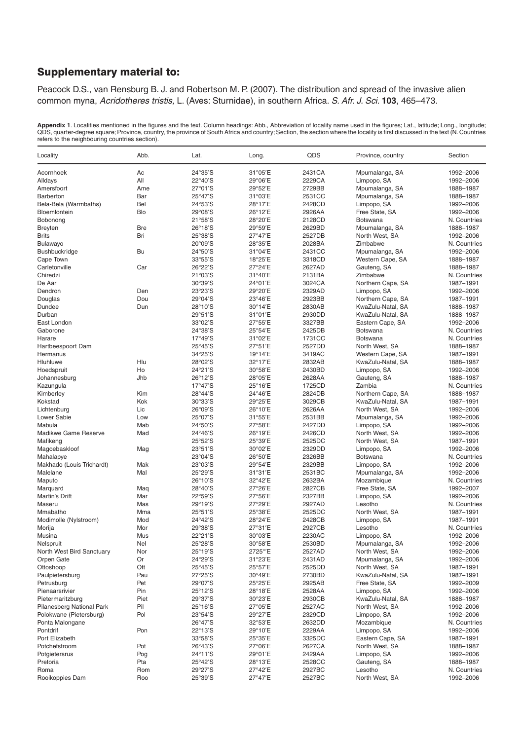## Supplementary material to:

Peacock D.S., van Rensburg B. J. and Robertson M. P. (2007). The distribution and spread of the invasive alien common myna, *Acridotheres tristis,* L. (Aves: Sturnidae), in southern Africa. *S. Afr. J. Sci.* **103**, 465–473.

**Appendix 1**. Localities mentioned in the figures and the text. Column headings: Abb., Abbreviation of locality name used in the figures; Lat., latitude; Long., longitude; QDS, quarter-degree square; Province, country, the province of South Africa and country; Section, the section where the locality is first discussed in the text (N. Countries refers to the neighbouring countries section).

| Locality | Abb. | Lat. | Long. | QDS | Province, country | Section |
|---|---|---|---|---|---|---|
| Acornhoek | Ac | 24°35′S | 31°05′E | 2431CA | Mpumalanga, SA | 1992–2006 |
| Alldays | All | 22°40′S | 29°06′E | 2229CA | Limpopo, SA | 1992–2006 |
| Amersfoort | Ame | 27°01′S | 29°52′E | 2729BB | Mpumalanga, SA | 1888–1987 |
| Barberton | Bar | 25°47′S | 31°03′E | 2531CC | Mpumalanga, SA | 1888–1987 |
| Bela-Bela (Warmbaths) | Bel | 24°53′S | 28°17′E | 2428CD | Limpopo, SA | 1992–2006 |
| Bloemfontein | Blo | 29°08′S | 26°12′E | 2926AA | Free State, SA | 1992–2006 |
| Bobonong | | 21°58′S | 28°20′E | 2128CD | Botswana | N. Countries |
| Breyten | Bre | 26°18′S | 29°59′E | 2629BD | Mpumalanga, SA | 1888–1987 |
| Brits | Bri | 25°38′S | 27°47′E | 2527DB | North West, SA | 1992–2006 |
| Bulawayo | | 20°09′S | 28°35′E | 2028BA | Zimbabwe | N. Countries |
| Bushbuckridge | Bu | 24°50′S | 31°04′E | 2431CC | Mpumalanga, SA | 1992–2006 |
| Cape Town | | 33°55′S | 18°25′E | 3318CD | Western Cape, SA | 1888–1987 |
| Carletonville | Car | 26°22′S | 27°24′E | 2627AD | Gauteng, SA | 1888–1987 |
| Chiredzi | | 21°03′S | 31°40′E | 2131BA | Zimbabwe | N. Countries |
| De Aar | | 30°39′S | 24°01′E | 3024CA | Northern Cape, SA | 1987–1991 |
| Dendron | Den | 23°23′S | 29°20′E | 2329AD | Limpopo, SA | 1992–2006 |
| Douglas | Dou | 29°04′S | 23°46′E | 2923BB | Northern Cape, SA | 1987–1991 |
| Dundee | Dun | 28°10′S | 30°14′E | 2830AB | KwaZulu-Natal, SA | 1888–1987 |
| Durban | | 29°51′S | 31°01′E | 2930DD | KwaZulu-Natal, SA | 1888–1987 |
| East London | | 33°02′S | 27°55′E | 3327BB | Eastern Cape, SA | 1992–2006 |
| Gaborone | | 24°38′S | 25°54′E | 2425DB | Botswana | N. Countries |
| Harare | | 17°49′S | 31°02′E | 1731CC | Botswana | N. Countries |
| Hartbeespoort Dam | | 25°45′S | 27°51′E | 2527DD | North West, SA | 1888–1987 |
| Hermanus | | 34°25′S | 19°14′E | 3419AC | Western Cape, SA | 1987–1991 |
| Hluhluwe | Hlu | 28°02′S | 32°17′E | 2832AB | KwaZulu-Natal, SA | 1888–1987 |
| Hoedspruit | Ho | 24°21′S | 30°58′E | 2430BD | Limpopo, SA | 1992–2006 |
| Johannesburg | Jhb | 26°12′S | 28°05′E | 2628AA | Gauteng, SA | 1888–1987 |
| Kazungula | | 17°47′S | 25°16′E | 1725CD | Zambia | N. Countries |
| Kimberley | Kim | 28°44′S | 24°46′E | 2824DB | Northern Cape, SA | 1888–1987 |
| Kokstad | Kok | 30°33′S | 29°25′E | 3029CB | KwaZulu-Natal, SA | 1987–1991 |
| Lichtenburg | Lic | 26°09′S | 26°10′E | 2626AA | North West, SA | 1992–2006 |
| Lower Sabie | Low | 25°07′S | 31°55′E | 2531BB | Mpumalanga, SA | 1992–2006 |
| Mabula | Mab | 24°50′S | 27°58′E | 2427DD | Limpopo, SA | 1992–2006 |
| Madikwe Game Reserve | Mad | 24°46′S | 26°19′E | 2426CD | North West, SA | 1992–2006 |
| Mafikeng | | 25°52′S | 25°39′E | 2525DC | North West, SA | 1987–1991 |
| Magoebaskloof | Mag | 23°51′S | 30°02′E | 2329DD | Limpopo, SA | 1992–2006 |
| Mahalapye | | 23°04′S | 26°50′E | 2326BB | Botswana | N. Countries |
| Makhado (Louis Trichardt) | Mak | 23°03′S | 29°54′E | 2329BB | Limpopo, SA | 1992–2006 |
| Malelane | Mal | 25°29′S | 31°31′E | 2531BC | Mpumalanga, SA | 1992–2006 |
| Maputo | | 26°10′S | 32°42′E | 2632BA | Mozambique | N. Countries |
| Marquard | Maq | 28°40′S | 27°26′E | 2827CB | Free State, SA | 1992–2007 |
| Martin's Drift | Mar | 22°59′S | 27°56′E | 2327BB | Limpopo, SA | 1992–2006 |
| Maseru | Mas | 29°19′S | 27°29′E | 2927AD | Lesotho | N. Countries |
| Mmabatho | Mma | 25°51′S | 25°38′E | 2525DC | North West, SA | 1987–1991 |
| Modimolle (Nylstroom) | Mod | 24°42′S | 28°24′E | 2428CB | Limpopo, SA | 1987–1991 |
| Morija | Mor | 29°38′S | 27°31′E | 2927CB | Lesotho | N. Countries |
| Musina | Mus | 22°21′S | 30°03′E | 2230AC | Limpopo, SA | 1992–2006 |
| Nelspruit | Nel | 25°28′S | 30°58′E | 2530BD | Mpumalanga, SA | 1992–2006 |
| North West Bird Sanctuary | Nor | 25°19′S | 2725°′E | 2527AD | North West, SA | 1992–2006 |
| Orpen Gate | Or | 24°29′S | 31°23′E | 2431AD | Mpumalanga, SA | 1992–2006 |
| Ottoshoop | Ott | 25°45′S | 25°57′E | 2525DD | North West, SA | 1987–1991 |
| Paulpietersburg | Pau | 27°25′S | 30°49′E | 2730BD | KwaZulu-Natal, SA | 1987–1991 |
| Petrusburg | Pet | 29°07′S | 25°25′E | 2925AB | Free State, SA | 1992–2009 |
| Pienaarsrivier | Pin | 25°12′S | 28°18′E | 2528AA | Limpopo, SA | 1992–2006 |
| Pietermaritzburg | Piet | 29°37′S | 30°23′E | 2930CB | KwaZulu-Natal, SA | 1888–1987 |
| Pilanesberg National Park | Pil | 25°16′S | 27°05′E | 2527AC | North West, SA | 1992–2006 |
| Polokwane (Pietersburg) | Pol | 23°54′S | 29°27′E | 2329CD | Limpopo, SA | 1992–2006 |
| Ponta Malongane | | 26°47′S | 32°53′E | 2632DD | Mozambique | N. Countries |
| Pontdrif | Pon | 22°13′S | 29°10′E | 2229AA | Limpopo, SA | 1992–2006 |
| Port Elizabeth | | 33°58′S | 25°35′E | 3325DC | Eastern Cape, SA | 1987–1991 |
| Potchefstroom | Pot | 26°43′S | 27°06′E | 2627CA | North West, SA | 1888–1987 |
| Potgietersrus | Pog | 24°11′S | 29°01′E | 2429AA | Limpopo, SA | 1992–2006 |
| Pretoria | Pta | 25°42′S | 28°13′E | 2528CC | Gauteng, SA | 1888–1987 |
| Roma | Rom | 29°27′S | 27°42′E | 2927BC | Lesotho | N. Countries |
| Rooikoppies Dam | Roo | 25°39′S | 27°47′E | 2527BC | North West, SA | 1992–2006 |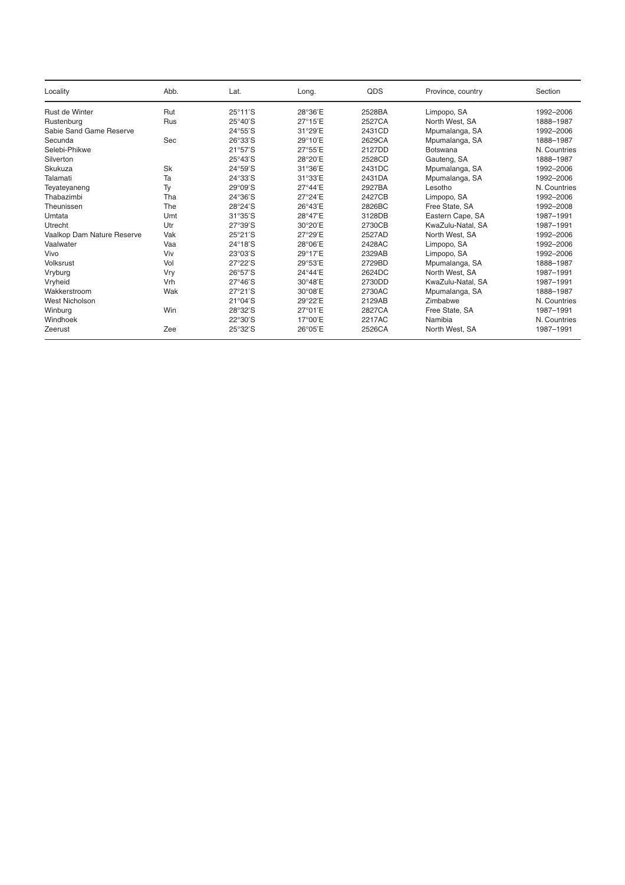| Locality | Abb. | Lat. | Long. | QDS | Province, country | Section |
|---|---|---|---|---|---|---|
| Rust de Winter | Rut | 25°11′S | 28°36′E | 2528BA | Limpopo, SA | 1992–2006 |
| Rustenburg | Rus | 25°40′S | 27°15′E | 2527CA | North West, SA | 1888–1987 |
| Sabie Sand Game Reserve | | 24°55′S | 31°29′E | 2431CD | Mpumalanga, SA | 1992–2006 |
| Secunda | Sec | 26°33′S | 29°10′E | 2629CA | Mpumalanga, SA | 1888–1987 |
| Selebi-Phikwe | | 21°57′S | 27°55′E | 2127DD | Botswana | N. Countries |
| Silverton | | 25°43′S | 28°20′E | 2528CD | Gauteng, SA | 1888–1987 |
| Skukuza | Sk | 24°59′S | 31°36′E | 2431DC | Mpumalanga, SA | 1992–2006 |
| Talamati | Ta | 24°33′S | 31°33′E | 2431DA | Mpumalanga, SA | 1992–2006 |
| Teyateyaneng | Ty | 29°09′S | 27°44′E | 2927BA | Lesotho | N. Countries |
| Thabazimbi | Tha | 24°36′S | 27°24′E | 2427CB | Limpopo, SA | 1992–2006 |
| Theunissen | The | 28°24′S | 26°43′E | 2826BC | Free State, SA | 1992–2008 |
| Umtata | Umt | 31°35′S | 28°47′E | 3128DB | Eastern Cape, SA | 1987–1991 |
| Utrecht | Utr | 27°39′S | 30°20′E | 2730CB | KwaZulu-Natal, SA | 1987–1991 |
| Vaalkop Dam Nature Reserve | Vak | 25°21′S | 27°29′E | 2527AD | North West, SA | 1992–2006 |
| Vaalwater | Vaa | 24°18′S | 28°06′E | 2428AC | Limpopo, SA | 1992–2006 |
| Vivo | Viv | 23°03′S | 29°17′E | 2329AB | Limpopo, SA | 1992–2006 |
| Volksrust | Vol | 27°22′S | 29°53′E | 2729BD | Mpumalanga, SA | 1888–1987 |
| Vryburg | Vry | 26°57′S | 24°44′E | 2624DC | North West, SA | 1987–1991 |
| Vryheid | Vrh | 27°46′S | 30°48′E | 2730DD | KwaZulu-Natal, SA | 1987–1991 |
| Wakkerstroom | Wak | 27°21′S | 30°08′E | 2730AC | Mpumalanga, SA | 1888–1987 |
| West Nicholson | | 21°04′S | 29°22′E | 2129AB | Zimbabwe | N. Countries |
| Winburg | Win | 28°32′S | 27°01′E | 2827CA | Free State, SA | 1987–1991 |
| Windhoek | | 22°30′S | 17°00′E | 2217AC | Namibia | N. Countries |
| Zeerust | Zee | 25°32′S | 26°05′E | 2526CA | North West, SA | 1987–1991 |